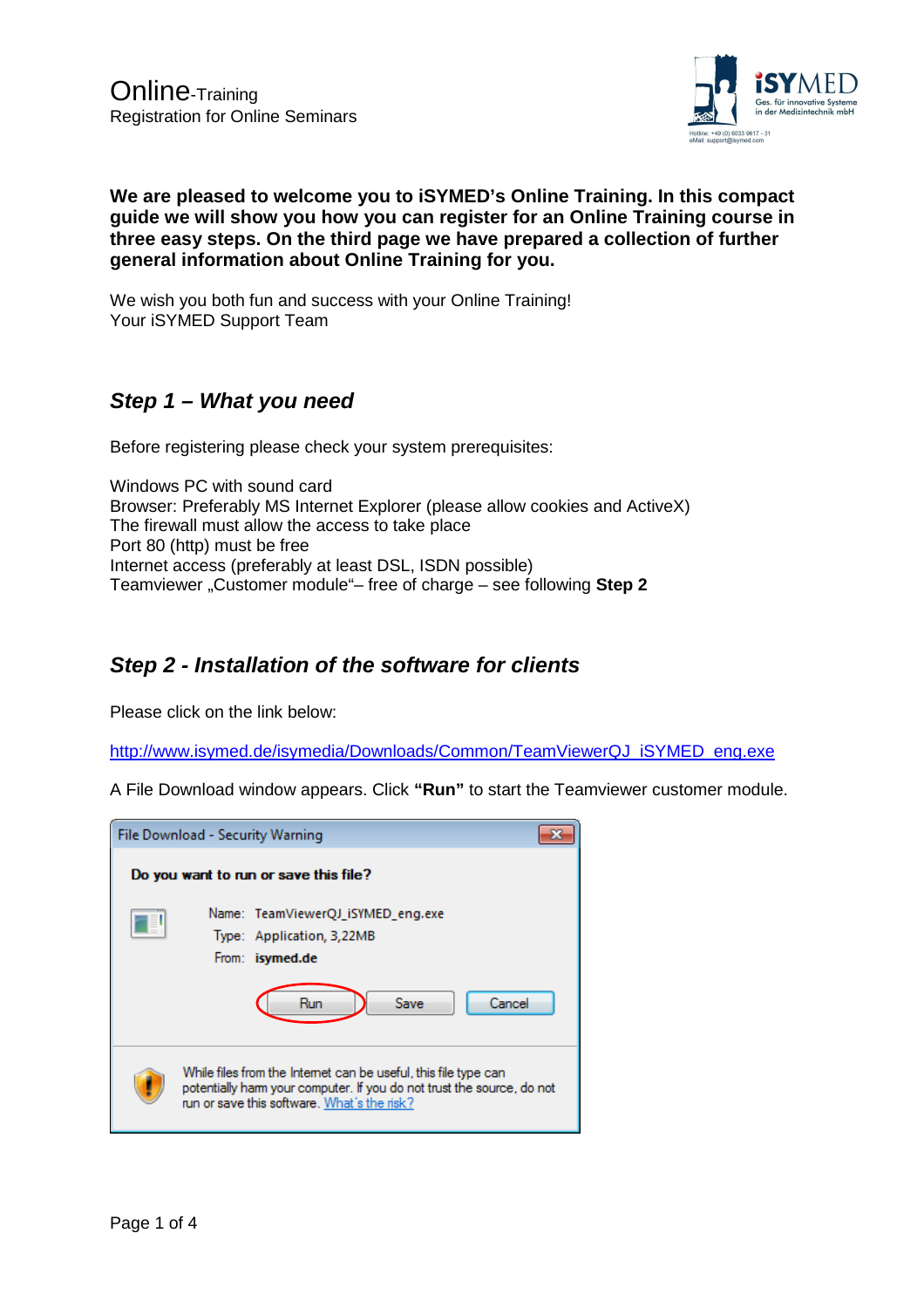Online-Training
Registration for Online Seminars

**We are pleased to welcome you to iSYMED's Online Training. In this compact guide we will show you how you can register for an Online Training course in three easy steps. On the third page we have prepared a collection of further general information about Online Training for you.**

We wish you both fun and success with your Online Training!
Your iSYMED Support Team

## *Step 1 – What you need*

Before registering please check your system prerequisites:

Windows PC with sound card
Browser: Preferably MS Internet Explorer (please allow cookies and ActiveX)
The firewall must allow the access to take place
Port 80 (http) must be free
Internet access (preferably at least DSL, ISDN possible)
Teamviewer „Customer module"– free of charge – see following **Step 2**

## *Step 2 - Installation of the software for clients*

Please click on the link below:

http://www.isymed.de/isymedia/Downloads/Common/TeamViewerQJ_iSYMED_eng.exe

A File Download window appears. Click **"Run"** to start the Teamviewer customer module.

File Download - Security Warning

**Do you want to run or save this file?**

Name: TeamViewerQJ_iSYMED_eng.exe
Type: Application, 3,22MB
From: **isymed.de**

Run | Save | Cancel

While files from the Internet can be useful, this file type can potentially harm your computer. If you do not trust the source, do not run or save this software. What's the risk?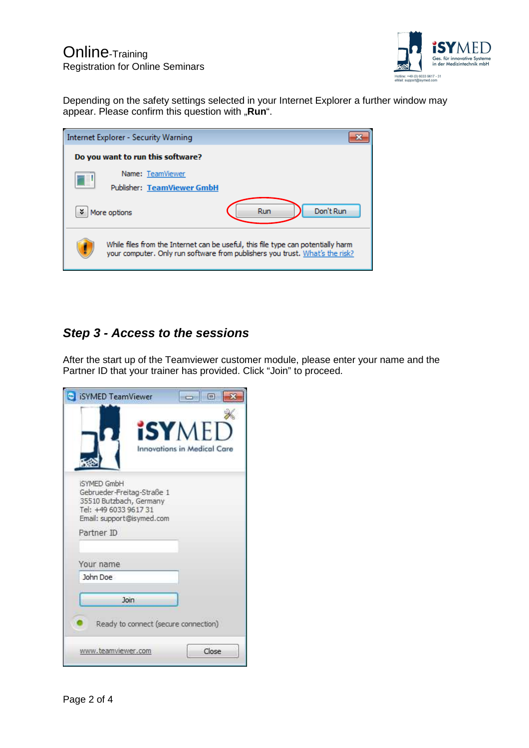Depending on the safety settings selected in your Internet Explorer a further window may appear. Please confirm this question with „**Run**“.

## *Step 3 - Access to the sessions*

After the start up of the Teamviewer customer module, please enter your name and the Partner ID that your trainer has provided. Click “Join” to proceed.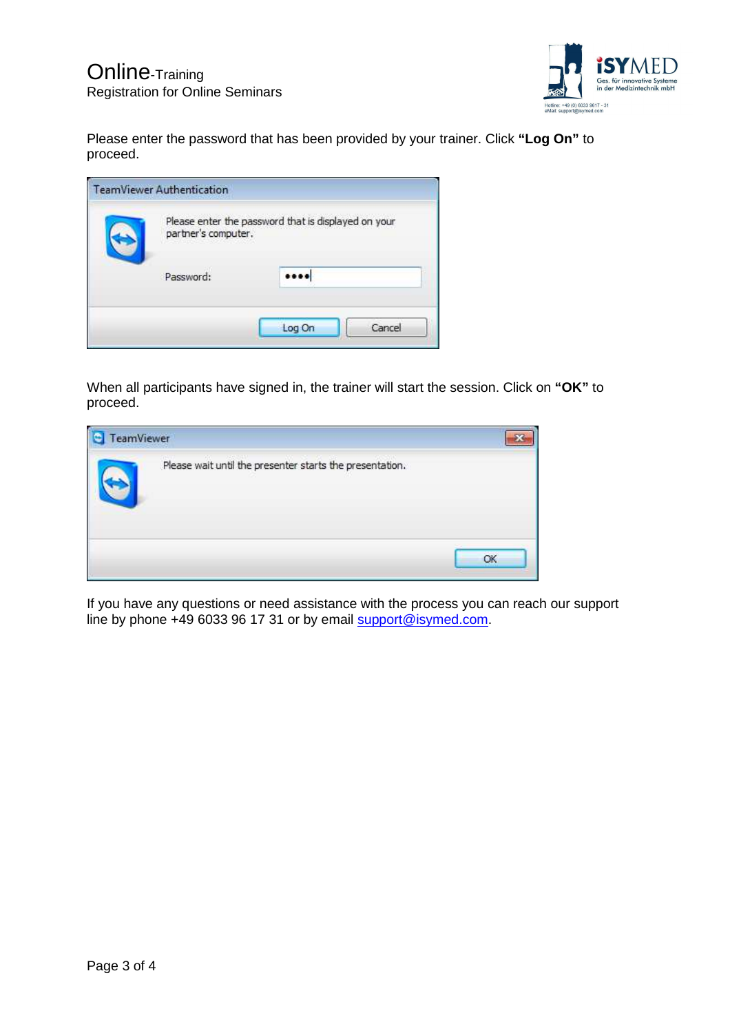Please enter the password that has been provided by your trainer. Click **"Log On"** to proceed.

When all participants have signed in, the trainer will start the session. Click on **"OK"** to proceed.

If you have any questions or need assistance with the process you can reach our support line by phone +49 6033 96 17 31 or by email support@isymed.com.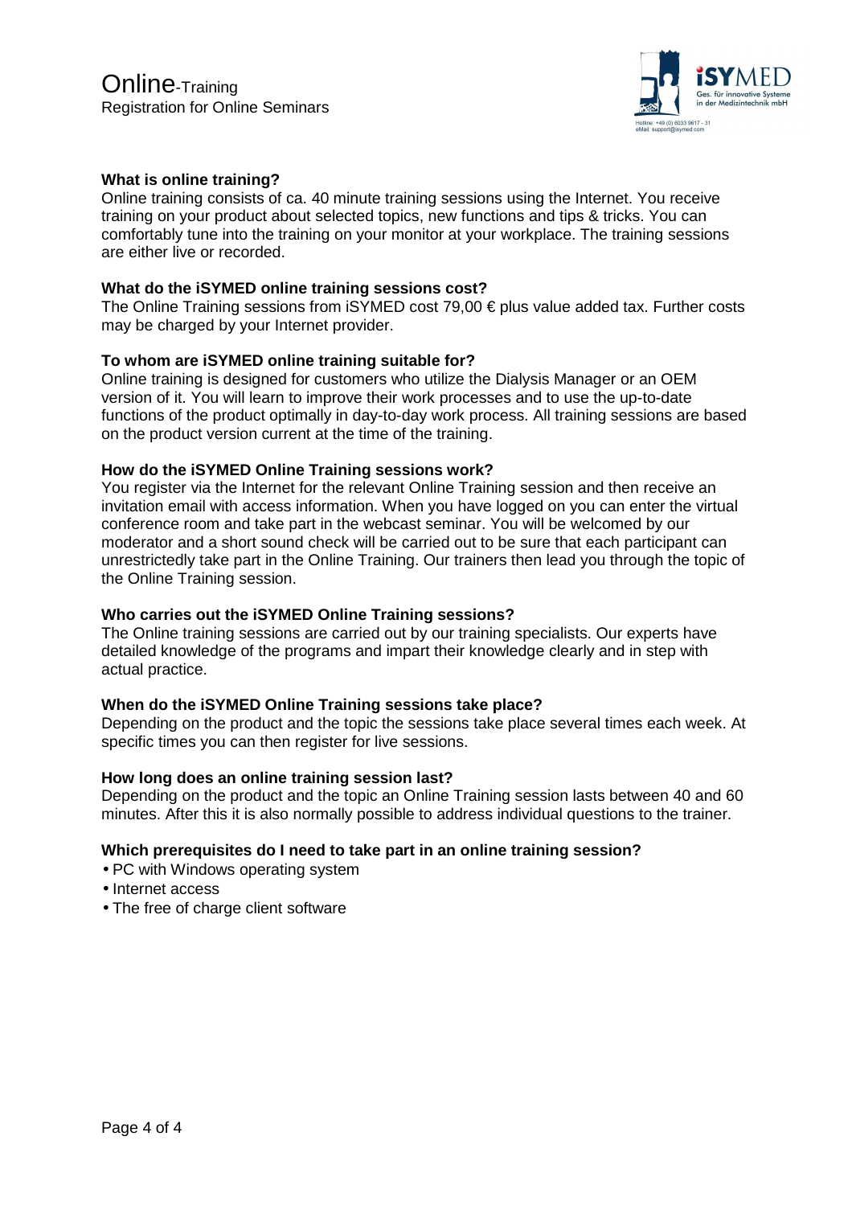# Online-Training

Registration for Online Seminars

### What is online training?

Online training consists of ca. 40 minute training sessions using the Internet. You receive training on your product about selected topics, new functions and tips & tricks. You can comfortably tune into the training on your monitor at your workplace. The training sessions are either live or recorded.

### What do the iSYMED online training sessions cost?

The Online Training sessions from iSYMED cost 79,00 € plus value added tax. Further costs may be charged by your Internet provider.

### To whom are iSYMED online training suitable for?

Online training is designed for customers who utilize the Dialysis Manager or an OEM version of it. You will learn to improve their work processes and to use the up-to-date functions of the product optimally in day-to-day work process. All training sessions are based on the product version current at the time of the training.

### How do the iSYMED Online Training sessions work?

You register via the Internet for the relevant Online Training session and then receive an invitation email with access information. When you have logged on you can enter the virtual conference room and take part in the webcast seminar. You will be welcomed by our moderator and a short sound check will be carried out to be sure that each participant can unrestrictedly take part in the Online Training. Our trainers then lead you through the topic of the Online Training session.

### Who carries out the iSYMED Online Training sessions?

The Online training sessions are carried out by our training specialists. Our experts have detailed knowledge of the programs and impart their knowledge clearly and in step with actual practice.

### When do the iSYMED Online Training sessions take place?

Depending on the product and the topic the sessions take place several times each week. At specific times you can then register for live sessions.

### How long does an online training session last?

Depending on the product and the topic an Online Training session lasts between 40 and 60 minutes. After this it is also normally possible to address individual questions to the trainer.

### Which prerequisites do I need to take part in an online training session?

- PC with Windows operating system
- Internet access
- The free of charge client software